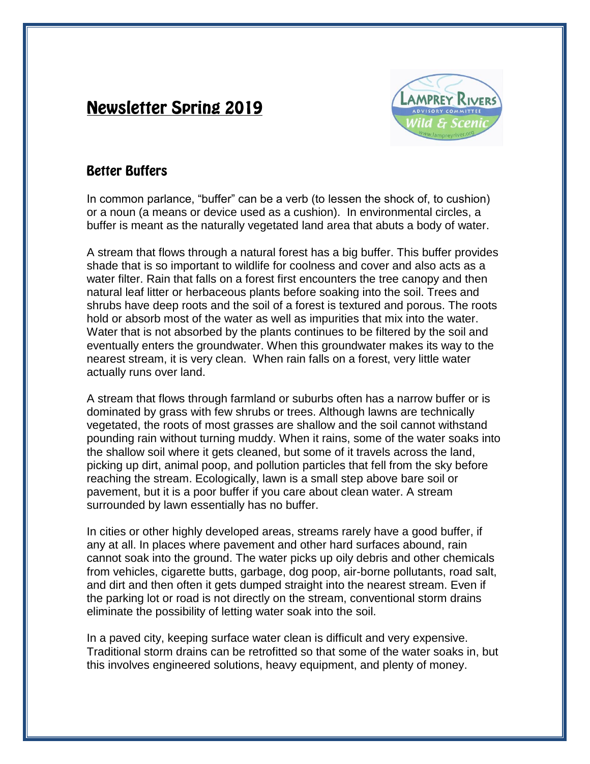# Newsletter Spring 2019

## Better Buffers

In common parlance, "buffer" can be a verb (to lessen the shock of, to cushion) or a noun (a means or device used as a cushion). In environmental circles, a buffer is meant as the naturally vegetated land area that abuts a body of water.

A stream that flows through a natural forest has a big buffer. This buffer provides shade that is so important to wildlife for coolness and cover and also acts as a water filter. Rain that falls on a forest first encounters the tree canopy and then natural leaf litter or herbaceous plants before soaking into the soil. Trees and shrubs have deep roots and the soil of a forest is textured and porous. The roots hold or absorb most of the water as well as impurities that mix into the water. Water that is not absorbed by the plants continues to be filtered by the soil and eventually enters the groundwater. When this groundwater makes its way to the nearest stream, it is very clean. When rain falls on a forest, very little water actually runs over land.

A stream that flows through farmland or suburbs often has a narrow buffer or is dominated by grass with few shrubs or trees. Although lawns are technically vegetated, the roots of most grasses are shallow and the soil cannot withstand pounding rain without turning muddy. When it rains, some of the water soaks into the shallow soil where it gets cleaned, but some of it travels across the land, picking up dirt, animal poop, and pollution particles that fell from the sky before reaching the stream. Ecologically, lawn is a small step above bare soil or pavement, but it is a poor buffer if you care about clean water. A stream surrounded by lawn essentially has no buffer.

In cities or other highly developed areas, streams rarely have a good buffer, if any at all. In places where pavement and other hard surfaces abound, rain cannot soak into the ground. The water picks up oily debris and other chemicals from vehicles, cigarette butts, garbage, dog poop, air-borne pollutants, road salt, and dirt and then often it gets dumped straight into the nearest stream. Even if the parking lot or road is not directly on the stream, conventional storm drains eliminate the possibility of letting water soak into the soil.

In a paved city, keeping surface water clean is difficult and very expensive. Traditional storm drains can be retrofitted so that some of the water soaks in, but this involves engineered solutions, heavy equipment, and plenty of money.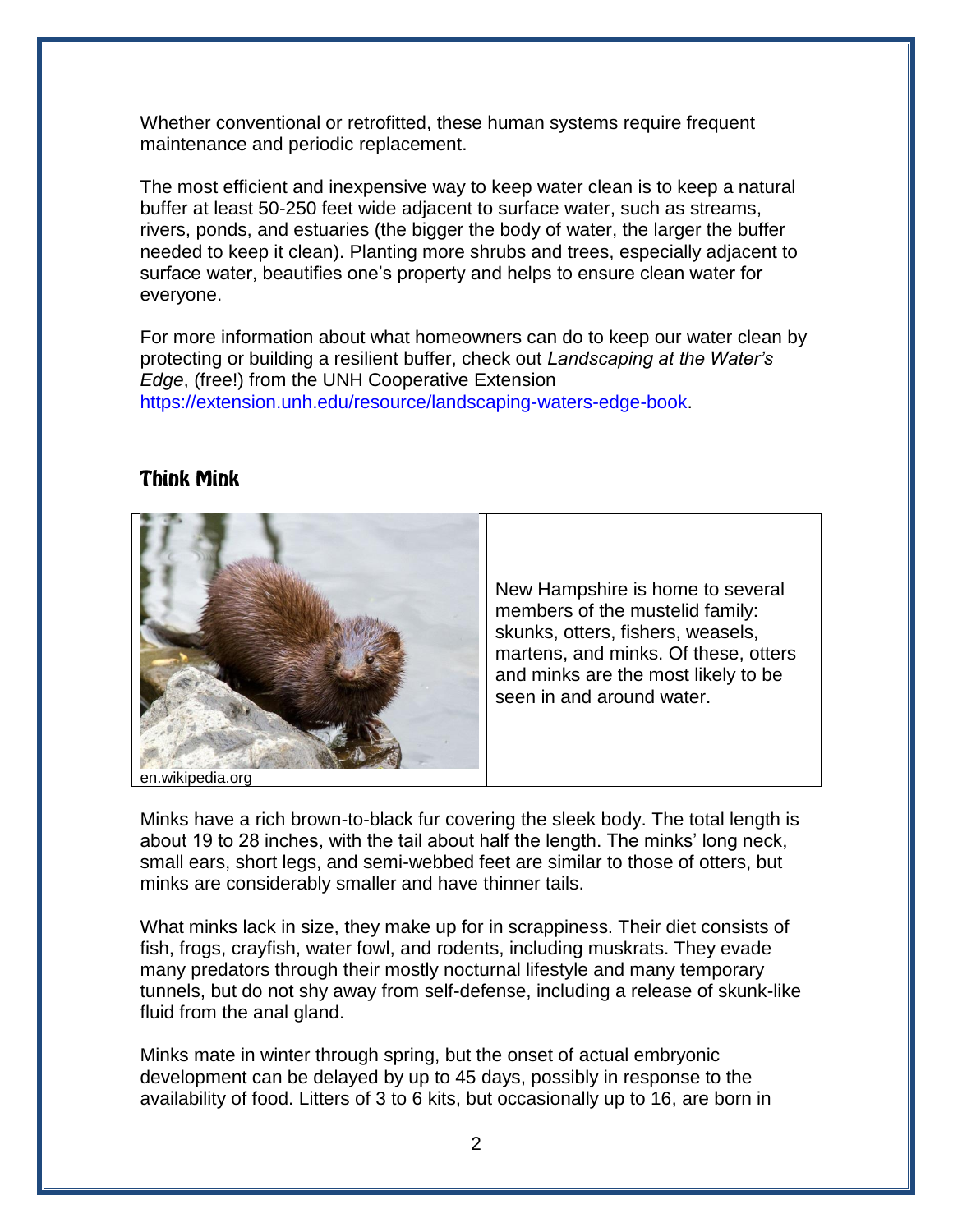Whether conventional or retrofitted, these human systems require frequent maintenance and periodic replacement.

The most efficient and inexpensive way to keep water clean is to keep a natural buffer at least 50-250 feet wide adjacent to surface water, such as streams, rivers, ponds, and estuaries (the bigger the body of water, the larger the buffer needed to keep it clean). Planting more shrubs and trees, especially adjacent to surface water, beautifies one's property and helps to ensure clean water for everyone.

For more information about what homeowners can do to keep our water clean by protecting or building a resilient buffer, check out *Landscaping at the Water's Edge*, (free!) from the UNH Cooperative Extension https://extension.unh.edu/resource/landscaping-waters-edge-book.

## Think Mink

en.wikipedia.org

New Hampshire is home to several members of the mustelid family: skunks, otters, fishers, weasels, martens, and minks. Of these, otters and minks are the most likely to be seen in and around water.

Minks have a rich brown-to-black fur covering the sleek body. The total length is about 19 to 28 inches, with the tail about half the length. The minks' long neck, small ears, short legs, and semi-webbed feet are similar to those of otters, but minks are considerably smaller and have thinner tails.

What minks lack in size, they make up for in scrappiness. Their diet consists of fish, frogs, crayfish, water fowl, and rodents, including muskrats. They evade many predators through their mostly nocturnal lifestyle and many temporary tunnels, but do not shy away from self-defense, including a release of skunk-like fluid from the anal gland.

Minks mate in winter through spring, but the onset of actual embryonic development can be delayed by up to 45 days, possibly in response to the availability of food. Litters of 3 to 6 kits, but occasionally up to 16, are born in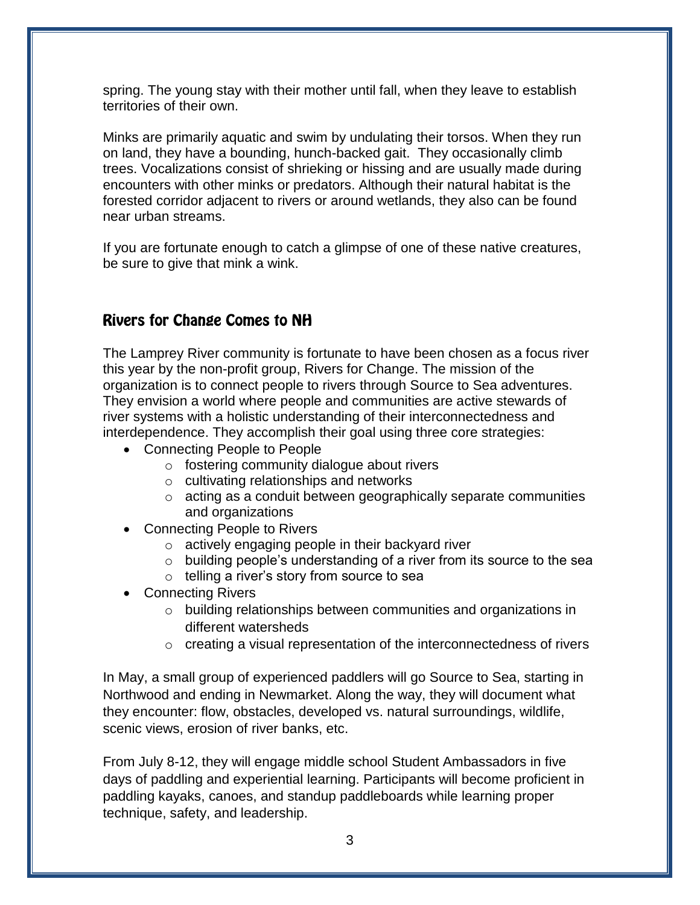spring. The young stay with their mother until fall, when they leave to establish territories of their own.

Minks are primarily aquatic and swim by undulating their torsos. When they run on land, they have a bounding, hunch-backed gait. They occasionally climb trees. Vocalizations consist of shrieking or hissing and are usually made during encounters with other minks or predators. Although their natural habitat is the forested corridor adjacent to rivers or around wetlands, they also can be found near urban streams.

If you are fortunate enough to catch a glimpse of one of these native creatures, be sure to give that mink a wink.

## Rivers for Change Comes to NH

The Lamprey River community is fortunate to have been chosen as a focus river this year by the non-profit group, Rivers for Change. The mission of the organization is to connect people to rivers through Source to Sea adventures. They envision a world where people and communities are active stewards of river systems with a holistic understanding of their interconnectedness and interdependence. They accomplish their goal using three core strategies:

- Connecting People to People
  - fostering community dialogue about rivers
  - cultivating relationships and networks
  - acting as a conduit between geographically separate communities and organizations
- Connecting People to Rivers
  - actively engaging people in their backyard river
  - building people's understanding of a river from its source to the sea
  - telling a river's story from source to sea
- Connecting Rivers
  - building relationships between communities and organizations in different watersheds
  - creating a visual representation of the interconnectedness of rivers

In May, a small group of experienced paddlers will go Source to Sea, starting in Northwood and ending in Newmarket. Along the way, they will document what they encounter: flow, obstacles, developed vs. natural surroundings, wildlife, scenic views, erosion of river banks, etc.

From July 8-12, they will engage middle school Student Ambassadors in five days of paddling and experiential learning. Participants will become proficient in paddling kayaks, canoes, and standup paddleboards while learning proper technique, safety, and leadership.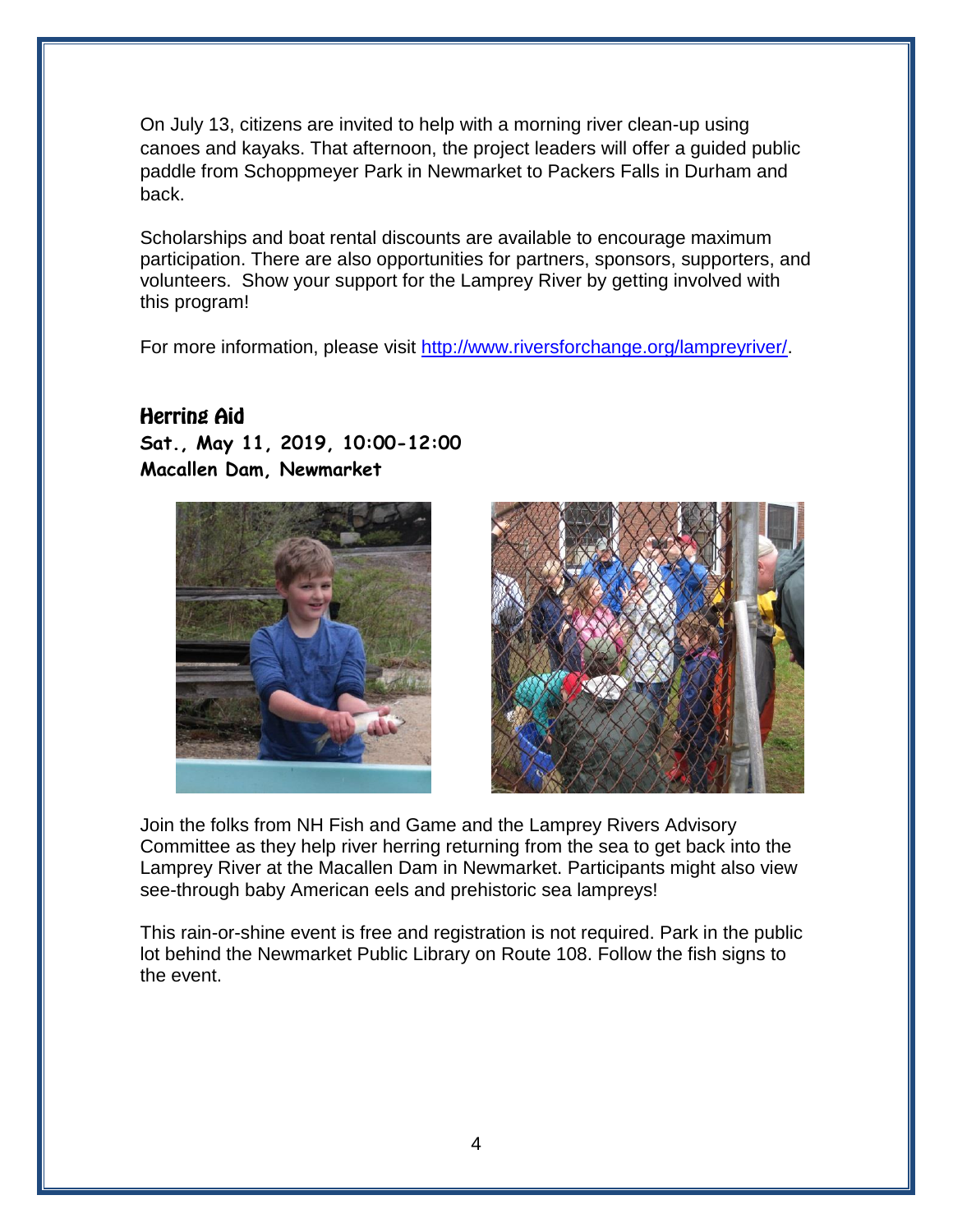On July 13, citizens are invited to help with a morning river clean-up using canoes and kayaks. That afternoon, the project leaders will offer a guided public paddle from Schoppmeyer Park in Newmarket to Packers Falls in Durham and back.

Scholarships and boat rental discounts are available to encourage maximum participation. There are also opportunities for partners, sponsors, supporters, and volunteers. Show your support for the Lamprey River by getting involved with this program!

For more information, please visit http://www.riversforchange.org/lampreyriver/.

## Herring Aid

**Sat., May 11, 2019, 10:00-12:00**
**Macallen Dam, Newmarket**

Join the folks from NH Fish and Game and the Lamprey Rivers Advisory Committee as they help river herring returning from the sea to get back into the Lamprey River at the Macallen Dam in Newmarket. Participants might also view see-through baby American eels and prehistoric sea lampreys!

This rain-or-shine event is free and registration is not required. Park in the public lot behind the Newmarket Public Library on Route 108. Follow the fish signs to the event.